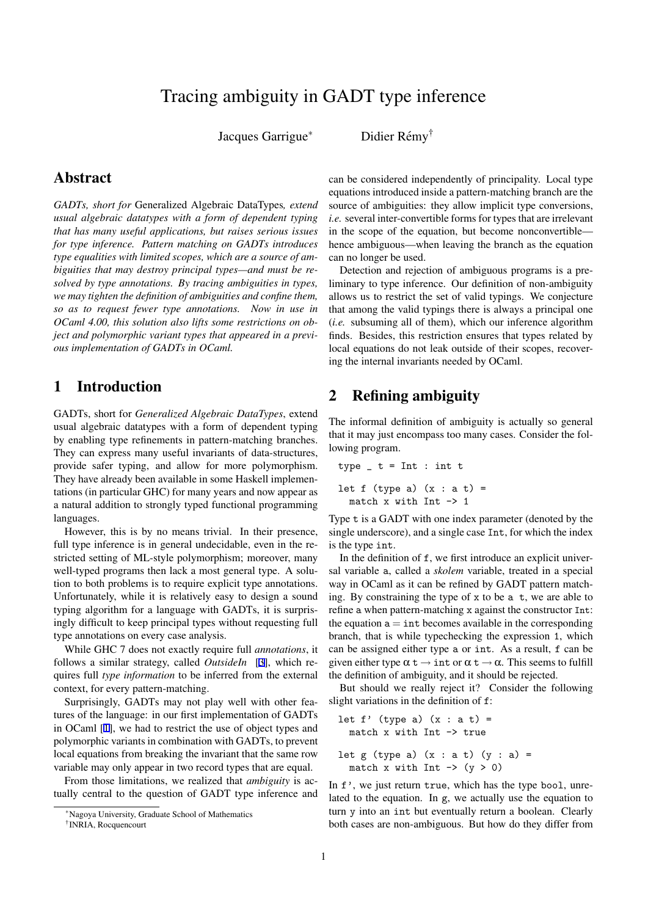# Tracing ambiguity in GADT type inference

Jacques Garrigue[*] Didier Rémy[†]

## Abstract

*GADTs, short for* Generalized Algebraic DataTypes*, extend usual algebraic datatypes with a form of dependent typing that has many useful applications, but raises serious issues for type inference. Pattern matching on GADTs introduces type equalities with limited scopes, which are a source of ambiguities that may destroy principal types—and must be resolved by type annotations. By tracing ambiguities in types, we may tighten the definition of ambiguities and confine them, so as to request fewer type annotations. Now in use in OCaml 4.00, this solution also lifts some restrictions on object and polymorphic variant types that appeared in a previous implementation of GADTs in OCaml.*

## 1 Introduction

GADTs, short for *Generalized Algebraic DataTypes*, extend usual algebraic datatypes with a form of dependent typing by enabling type refinements in pattern-matching branches. They can express many useful invariants of data-structures, provide safer typing, and allow for more polymorphism. They have already been available in some Haskell implementations (in particular GHC) for many years and now appear as a natural addition to strongly typed functional programming languages.

However, this is by no means trivial. In their presence, full type inference is in general undecidable, even in the restricted setting of ML-style polymorphism; moreover, many well-typed programs then lack a most general type. A solution to both problems is to require explicit type annotations. Unfortunately, while it is relatively easy to design a sound typing algorithm for a language with GADTs, it is surprisingly difficult to keep principal types without requesting full type annotations on every case analysis.

While GHC 7 does not exactly require full *annotations*, it follows a similar strategy, called *OutsideIn* [3], which requires full *type information* to be inferred from the external context, for every pattern-matching.

Surprisingly, GADTs may not play well with other features of the language: in our first implementation of GADTs in OCaml [1], we had to restrict the use of object types and polymorphic variants in combination with GADTs, to prevent local equations from breaking the invariant that the same row variable may only appear in two record types that are equal.

From those limitations, we realized that *ambiguity* is actually central to the question of GADT type inference and can be considered independently of principality. Local type equations introduced inside a pattern-matching branch are the source of ambiguities: they allow implicit type conversions, *i.e.* several inter-convertible forms for types that are irrelevant in the scope of the equation, but become nonconvertible—hence ambiguous—when leaving the branch as the equation can no longer be used.

Detection and rejection of ambiguous programs is a preliminary to type inference. Our definition of non-ambiguity allows us to restrict the set of valid typings. We conjecture that among the valid typings there is always a principal one (*i.e.* subsuming all of them), which our inference algorithm finds. Besides, this restriction ensures that types related by local equations do not leak outside of their scopes, recovering the internal invariants needed by OCaml.

## 2 Refining ambiguity

The informal definition of ambiguity is actually so general that it may just encompass too many cases. Consider the following program.

```
type _ t = Int : int t

let f (type a) (x : a t) =
  match x with Int -> 1
```

Type `t` is a GADT with one index parameter (denoted by the single underscore), and a single case `Int`, for which the index is the type `int`.

In the definition of `f`, we first introduce an explicit universal variable `a`, called a *skolem* variable, treated in a special way in OCaml as it can be refined by GADT pattern matching. By constraining the type of `x` to be `a t`, we are able to refine `a` when pattern-matching `x` against the constructor `Int`: the equation `a` = `int` becomes available in the corresponding branch, that is while typechecking the expression `1`, which can be assigned either type `a` or `int`. As a result, `f` can be given either type $\alpha$ `t` $\rightarrow$ `int` or $\alpha$ `t` $\rightarrow \alpha$. This seems to fulfill the definition of ambiguity, and it should be rejected.

But should we really reject it? Consider the following slight variations in the definition of `f`:

```
let f' (type a) (x : a t) =
  match x with Int -> true

let g (type a) (x : a t) (y : a) =
  match x with Int -> (y > 0)
```

In `f'`, we just return `true`, which has the type `bool`, unrelated to the equation. In `g`, we actually use the equation to turn `y` into an `int` but eventually return a boolean. Clearly both cases are non-ambiguous. But how do they differ from

[*] Nagoya University, Graduate School of Mathematics

[†] INRIA, Rocquencourt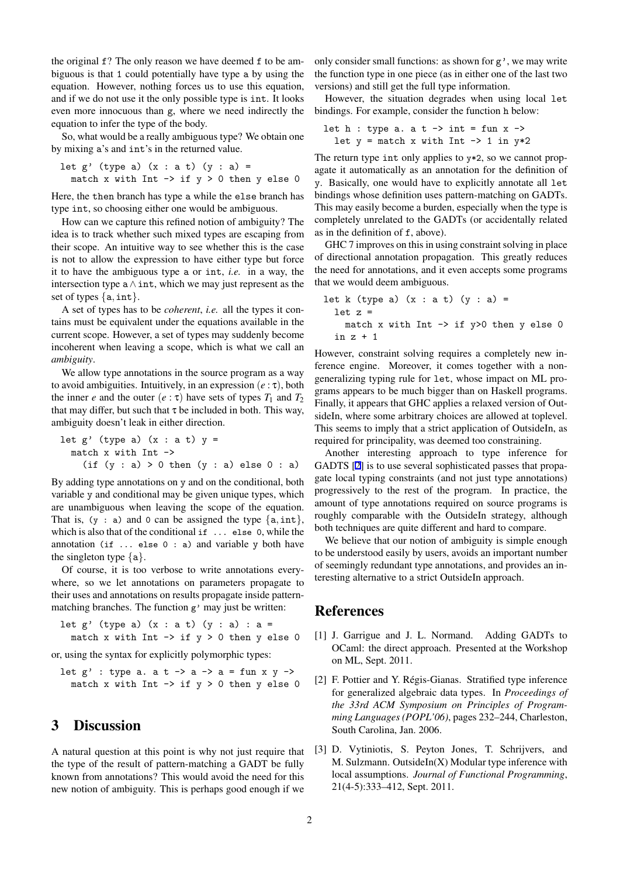the original `f`? The only reason we have deemed `f` to be ambiguous is that `1` could potentially have type `a` by using the equation. However, nothing forces us to use this equation, and if we do not use it the only possible type is `int`. It looks even more innocuous than `g`, where we need indirectly the equation to infer the type of the body.

So, what would be a really ambiguous type? We obtain one by mixing `a`'s and `int`'s in the returned value.

```
let g' (type a) (x : a t) (y : a) =
  match x with Int -> if y > 0 then y else 0
```

Here, the `then` branch has type `a` while the `else` branch has type `int`, so choosing either one would be ambiguous.

How can we capture this refined notion of ambiguity? The idea is to track whether such mixed types are escaping from their scope. An intuitive way to see whether this is the case is not to allow the expression to have either type but force it to have the ambiguous type `a` or `int`, *i.e.* in a way, the intersection type $\mathtt{a} \wedge \mathtt{int}$, which we may just represent as the set of types $\{\mathtt{a}, \mathtt{int}\}$.

A set of types has to be *coherent*, *i.e.* all the types it contains must be equivalent under the equations available in the current scope. However, a set of types may suddenly become incoherent when leaving a scope, which is what we call an *ambiguity*.

We allow type annotations in the source program as a way to avoid ambiguities. Intuitively, in an expression $(e : \tau)$, both the inner $e$ and the outer $(e : \tau)$ have sets of types $T_1$ and $T_2$ that may differ, but such that $\tau$ be included in both. This way, ambiguity doesn't leak in either direction.

```
let g' (type a) (x : a t) y =
  match x with Int ->
    (if (y : a) > 0 then (y : a) else 0 : a)
```

By adding type annotations on `y` and on the conditional, both variable `y` and conditional may be given unique types, which are unambiguous when leaving the scope of the equation. That is, `(y : a)` and `0` can be assigned the type $\{\mathtt{a}, \mathtt{int}\}$, which is also that of the conditional `if ... else 0`, while the annotation `(if ... else 0 : a)` and variable `y` both have the singleton type $\{\mathtt{a}\}$.

Of course, it is too verbose to write annotations everywhere, so we let annotations on parameters propagate to their uses and annotations on results propagate inside pattern-matching branches. The function `g'` may just be written:

```
let g' (type a) (x : a t) (y : a) : a =
  match x with Int -> if y > 0 then y else 0
```

or, using the syntax for explicitly polymorphic types:

```
let g' : type a. a t -> a -> a = fun x y ->
  match x with Int -> if y > 0 then y else 0
```

## 3 Discussion

A natural question at this point is why not just require that the type of the result of pattern-matching a GADT be fully known from annotations? This would avoid the need for this new notion of ambiguity. This is perhaps good enough if we only consider small functions: as shown for `g'`, we may write the function type in one piece (as in either one of the last two versions) and still get the full type information.

However, the situation degrades when using local `let` bindings. For example, consider the function `h` below:

```
let h : type a. a t -> int = fun x ->
  let y = match x with Int -> 1 in y*2
```

The return type `int` only applies to `y*2`, so we cannot propagate it automatically as an annotation for the definition of `y`. Basically, one would have to explicitly annotate all `let` bindings whose definition uses pattern-matching on GADTs. This may easily become a burden, especially when the type is completely unrelated to the GADTs (or accidentally related as in the definition of `f`, above).

GHC 7 improves on this in using constraint solving in place of directional annotation propagation. This greatly reduces the need for annotations, and it even accepts some programs that we would deem ambiguous.

```
let k (type a) (x : a t) (y : a) =
  let z =
    match x with Int -> if y>0 then y else 0
  in z + 1
```

However, constraint solving requires a completely new inference engine. Moreover, it comes together with a non-generalizing typing rule for `let`, whose impact on ML programs appears to be much bigger than on Haskell programs. Finally, it appears that GHC applies a relaxed version of OutsideIn, where some arbitrary choices are allowed at toplevel. This seems to imply that a strict application of OutsideIn, as required for principality, was deemed too constraining.

Another interesting approach to type inference for GADTS [2] is to use several sophisticated passes that propagate local typing constraints (and not just type annotations) progressively to the rest of the program. In practice, the amount of type annotations required on source programs is roughly comparable with the OutsideIn strategy, although both techniques are quite different and hard to compare.

We believe that our notion of ambiguity is simple enough to be understood easily by users, avoids an important number of seemingly redundant type annotations, and provides an interesting alternative to a strict OutsideIn approach.

## References

[1] J. Garrigue and J. L. Normand. Adding GADTs to OCaml: the direct approach. Presented at the Workshop on ML, Sept. 2011.

[2] F. Pottier and Y. Régis-Gianas. Stratified type inference for generalized algebraic data types. In *Proceedings of the 33rd ACM Symposium on Principles of Programming Languages (POPL'06)*, pages 232–244, Charleston, South Carolina, Jan. 2006.

[3] D. Vytiniotis, S. Peyton Jones, T. Schrijvers, and M. Sulzmann. OutsideIn(X) Modular type inference with local assumptions. *Journal of Functional Programming*, 21(4-5):333–412, Sept. 2011.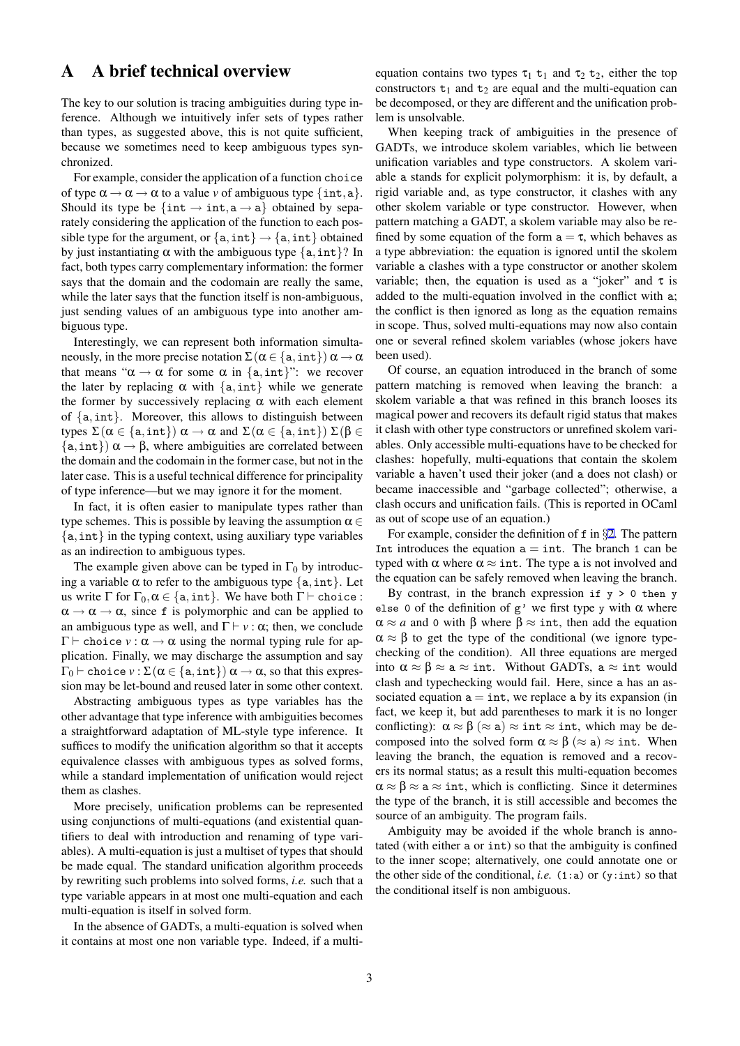# A A brief technical overview

The key to our solution is tracing ambiguities during type inference. Although we intuitively infer sets of types rather than types, as suggested above, this is not quite sufficient, because we sometimes need to keep ambiguous types synchronized.

For example, consider the application of a function `choice` of type $\alpha \to \alpha \to \alpha$ to a value $v$ of ambiguous type $\{\mathtt{int}, \mathtt{a}\}$. Should its type be $\{\mathtt{int} \to \mathtt{int}, \mathtt{a} \to \mathtt{a}\}$ obtained by separately considering the application of the function to each possible type for the argument, or $\{\mathtt{a}, \mathtt{int}\} \to \{\mathtt{a}, \mathtt{int}\}$ obtained by just instantiating $\alpha$ with the ambiguous type $\{\mathtt{a}, \mathtt{int}\}$? In fact, both types carry complementary information: the former says that the domain and the codomain are really the same, while the later says that the function itself is non-ambiguous, just sending values of an ambiguous type into another ambiguous type.

Interestingly, we can represent both information simultaneously, in the more precise notation $\Sigma(\alpha \in \{\mathtt{a}, \mathtt{int}\})\, \alpha \to \alpha$ that means "$\alpha \to \alpha$ for some $\alpha$ in $\{\mathtt{a}, \mathtt{int}\}$": we recover the later by replacing $\alpha$ with $\{\mathtt{a}, \mathtt{int}\}$ while we generate the former by successively replacing $\alpha$ with each element of $\{\mathtt{a}, \mathtt{int}\}$. Moreover, this allows to distinguish between types $\Sigma(\alpha \in \{\mathtt{a}, \mathtt{int}\})\, \alpha \to \alpha$ and $\Sigma(\alpha \in \{\mathtt{a}, \mathtt{int}\})\, \Sigma(\beta \in \{\mathtt{a}, \mathtt{int}\})\, \alpha \to \beta$, where ambiguities are correlated between the domain and the codomain in the former case, but not in the later case. This is a useful technical difference for principality of type inference—but we may ignore it for the moment.

In fact, it is often easier to manipulate types rather than type schemes. This is possible by leaving the assumption $\alpha \in \{\mathtt{a}, \mathtt{int}\}$ in the typing context, using auxiliary type variables as an indirection to ambiguous types.

The example given above can be typed in $\Gamma_0$ by introducing a variable $\alpha$ to refer to the ambiguous type $\{\mathtt{a}, \mathtt{int}\}$. Let us write $\Gamma$ for $\Gamma_0, \alpha \in \{\mathtt{a}, \mathtt{int}\}$. We have both $\Gamma \vdash \mathtt{choice} : \alpha \to \alpha \to \alpha$, since `f` is polymorphic and can be applied to an ambiguous type as well, and $\Gamma \vdash v : \alpha$; then, we conclude $\Gamma \vdash \mathtt{choice}\ v : \alpha \to \alpha$ using the normal typing rule for application. Finally, we may discharge the assumption and say $\Gamma_0 \vdash \mathtt{choice}\ v : \Sigma(\alpha \in \{\mathtt{a}, \mathtt{int}\})\, \alpha \to \alpha$, so that this expression may be let-bound and reused later in some other context.

Abstracting ambiguous types as type variables has the other advantage that type inference with ambiguities becomes a straightforward adaptation of ML-style type inference. It suffices to modify the unification algorithm so that it accepts equivalence classes with ambiguous types as solved forms, while a standard implementation of unification would reject them as clashes.

More precisely, unification problems can be represented using conjunctions of multi-equations (and existential quantifiers to deal with introduction and renaming of type variables). A multi-equation is just a multiset of types that should be made equal. The standard unification algorithm proceeds by rewriting such problems into solved forms, *i.e.* such that a type variable appears in at most one multi-equation and each multi-equation is itself in solved form.

In the absence of GADTs, a multi-equation is solved when it contains at most one non variable type. Indeed, if a multi-equation contains two types $\tau_1\ \mathtt{t}_1$ and $\tau_2\ \mathtt{t}_2$, either the top constructors $\mathtt{t}_1$ and $\mathtt{t}_2$ are equal and the multi-equation can be decomposed, or they are different and the unification problem is unsolvable.

When keeping track of ambiguities in the presence of GADTs, we introduce skolem variables, which lie between unification variables and type constructors. A skolem variable `a` stands for explicit polymorphism: it is, by default, a rigid variable and, as type constructor, it clashes with any other skolem variable or type constructor. However, when pattern matching a GADT, a skolem variable may also be refined by some equation of the form $\mathtt{a} = \tau$, which behaves as a type abbreviation: the equation is ignored until the skolem variable `a` clashes with a type constructor or another skolem variable; then, the equation is used as a "joker" and $\tau$ is added to the multi-equation involved in the conflict with `a`; the conflict is then ignored as long as the equation remains in scope. Thus, solved multi-equations may now also contain one or several refined skolem variables (whose jokers have been used).

Of course, an equation introduced in the branch of some pattern matching is removed when leaving the branch: a skolem variable `a` that was refined in this branch looses its magical power and recovers its default rigid status that makes it clash with other type constructors or unrefined skolem variables. Only accessible multi-equations have to be checked for clashes: hopefully, multi-equations that contain the skolem variable `a` haven't used their joker (and `a` does not clash) or became inaccessible and "garbage collected"; otherwise, a clash occurs and unification fails. (This is reported in OCaml as out of scope use of an equation.)

For example, consider the definition of `f` in §2. The pattern `Int` introduces the equation $\mathtt{a} = \mathtt{int}$. The branch `1` can be typed with $\alpha$ where $\alpha \approx \mathtt{int}$. The type `a` is not involved and the equation can be safely removed when leaving the branch.

By contrast, in the branch expression `if y > 0 then y else 0` of the definition of `g'` we first type `y` with $\alpha$ where $\alpha \approx a$ and `0` with $\beta$ where $\beta \approx \mathtt{int}$, then add the equation $\alpha \approx \beta$ to get the type of the conditional (we ignore type-checking of the condition). All three equations are merged into $\alpha \approx \beta \approx \mathtt{a} \approx \mathtt{int}$. Without GADTs, $\mathtt{a} \approx \mathtt{int}$ would clash and typechecking would fail. Here, since `a` has an associated equation $\mathtt{a} = \mathtt{int}$, we replace `a` by its expansion (in fact, we keep it, but add parentheses to mark it is no longer conflicting): $\alpha \approx \beta\ (\approx \mathtt{a}) \approx \mathtt{int} \approx \mathtt{int}$, which may be decomposed into the solved form $\alpha \approx \beta\ (\approx \mathtt{a}) \approx \mathtt{int}$. When leaving the branch, the equation is removed and `a` recovers its normal status; as a result this multi-equation becomes $\alpha \approx \beta \approx \mathtt{a} \approx \mathtt{int}$, which is conflicting. Since it determines the type of the branch, it is still accessible and becomes the source of an ambiguity. The program fails.

Ambiguity may be avoided if the whole branch is annotated (with either `a` or `int`) so that the ambiguity is confined to the inner scope; alternatively, one could annotate one or the other side of the conditional, *i.e.* `(1:a)` or `(y:int)` so that the conditional itself is non ambiguous.